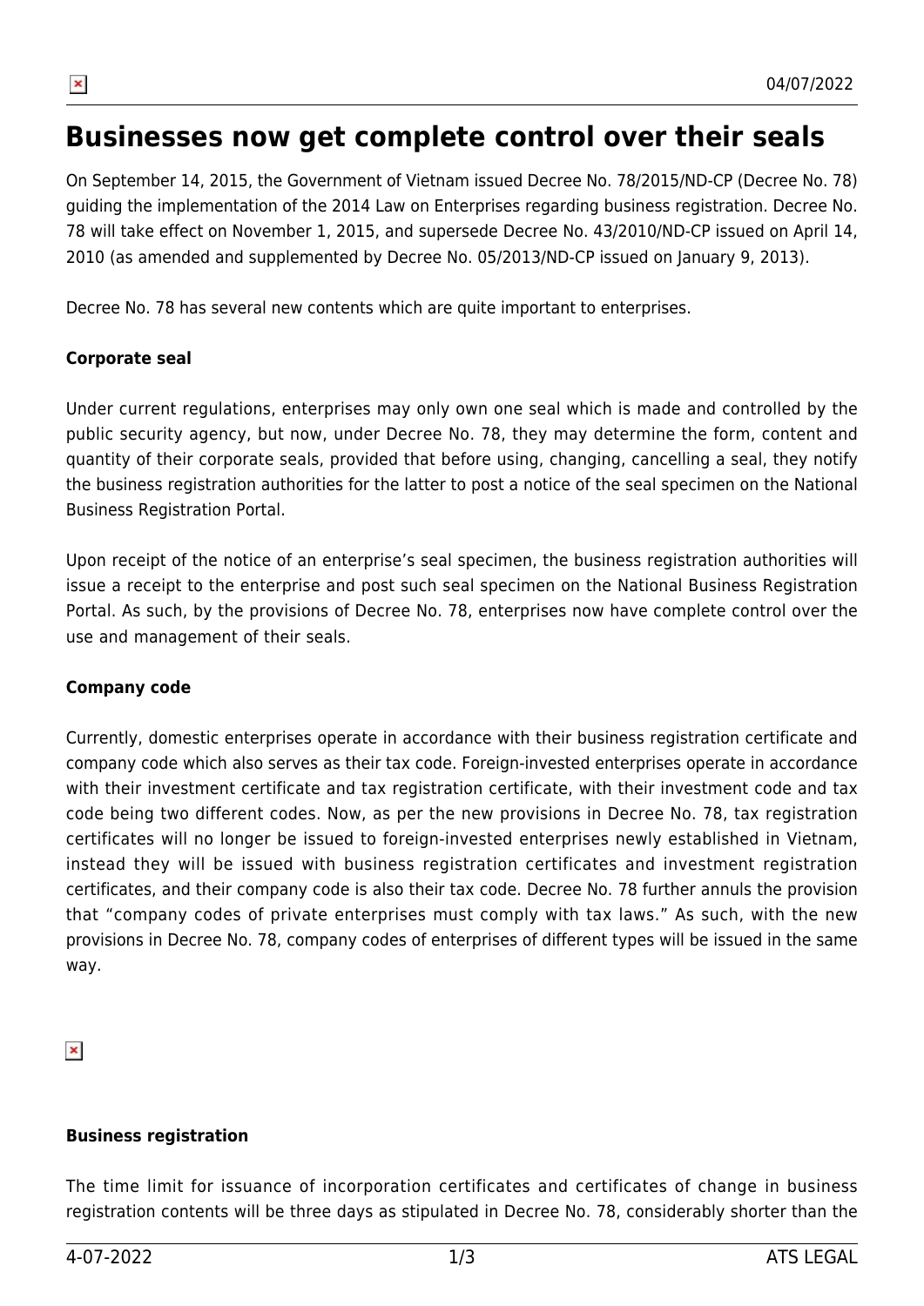# Businesses now get complete control over their seals

On September 14, 2015, the Government of Vietnam issued Decree No. 78/2015/ND-CP (Decree No. 78) guiding the implementation of the 2014 Law on Enterprises regarding business registration. Decree No. 78 will take effect on November 1, 2015, and supersede Decree No. 43/2010/ND-CP issued on April 14, 2010 (as amended and supplemented by Decree No. 05/2013/ND-CP issued on January 9, 2013).

Decree No. 78 has several new contents which are quite important to enterprises.

**Corporate seal**

Under current regulations, enterprises may only own one seal which is made and controlled by the public security agency, but now, under Decree No. 78, they may determine the form, content and quantity of their corporate seals, provided that before using, changing, cancelling a seal, they notify the business registration authorities for the latter to post a notice of the seal specimen on the National Business Registration Portal.

Upon receipt of the notice of an enterprise's seal specimen, the business registration authorities will issue a receipt to the enterprise and post such seal specimen on the National Business Registration Portal. As such, by the provisions of Decree No. 78, enterprises now have complete control over the use and management of their seals.

**Company code**

Currently, domestic enterprises operate in accordance with their business registration certificate and company code which also serves as their tax code. Foreign-invested enterprises operate in accordance with their investment certificate and tax registration certificate, with their investment code and tax code being two different codes. Now, as per the new provisions in Decree No. 78, tax registration certificates will no longer be issued to foreign-invested enterprises newly established in Vietnam, instead they will be issued with business registration certificates and investment registration certificates, and their company code is also their tax code. Decree No. 78 further annuls the provision that "company codes of private enterprises must comply with tax laws." As such, with the new provisions in Decree No. 78, company codes of enterprises of different types will be issued in the same way.

**Business registration**

The time limit for issuance of incorporation certificates and certificates of change in business registration contents will be three days as stipulated in Decree No. 78, considerably shorter than the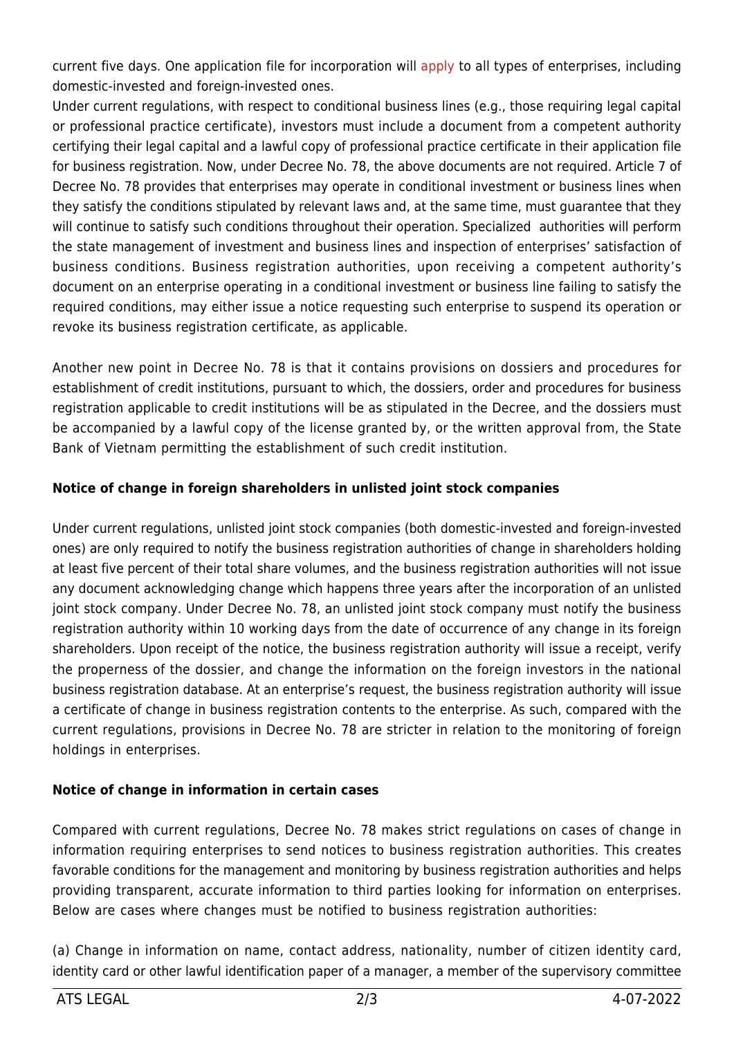current five days. One application file for incorporation will apply to all types of enterprises, including domestic-invested and foreign-invested ones.

Under current regulations, with respect to conditional business lines (e.g., those requiring legal capital or professional practice certificate), investors must include a document from a competent authority certifying their legal capital and a lawful copy of professional practice certificate in their application file for business registration. Now, under Decree No. 78, the above documents are not required. Article 7 of Decree No. 78 provides that enterprises may operate in conditional investment or business lines when they satisfy the conditions stipulated by relevant laws and, at the same time, must guarantee that they will continue to satisfy such conditions throughout their operation. Specialized authorities will perform the state management of investment and business lines and inspection of enterprises' satisfaction of business conditions. Business registration authorities, upon receiving a competent authority's document on an enterprise operating in a conditional investment or business line failing to satisfy the required conditions, may either issue a notice requesting such enterprise to suspend its operation or revoke its business registration certificate, as applicable.

Another new point in Decree No. 78 is that it contains provisions on dossiers and procedures for establishment of credit institutions, pursuant to which, the dossiers, order and procedures for business registration applicable to credit institutions will be as stipulated in the Decree, and the dossiers must be accompanied by a lawful copy of the license granted by, or the written approval from, the State Bank of Vietnam permitting the establishment of such credit institution.

**Notice of change in foreign shareholders in unlisted joint stock companies**

Under current regulations, unlisted joint stock companies (both domestic-invested and foreign-invested ones) are only required to notify the business registration authorities of change in shareholders holding at least five percent of their total share volumes, and the business registration authorities will not issue any document acknowledging change which happens three years after the incorporation of an unlisted joint stock company. Under Decree No. 78, an unlisted joint stock company must notify the business registration authority within 10 working days from the date of occurrence of any change in its foreign shareholders. Upon receipt of the notice, the business registration authority will issue a receipt, verify the properness of the dossier, and change the information on the foreign investors in the national business registration database. At an enterprise's request, the business registration authority will issue a certificate of change in business registration contents to the enterprise. As such, compared with the current regulations, provisions in Decree No. 78 are stricter in relation to the monitoring of foreign holdings in enterprises.

**Notice of change in information in certain cases**

Compared with current regulations, Decree No. 78 makes strict regulations on cases of change in information requiring enterprises to send notices to business registration authorities. This creates favorable conditions for the management and monitoring by business registration authorities and helps providing transparent, accurate information to third parties looking for information on enterprises. Below are cases where changes must be notified to business registration authorities:

(a) Change in information on name, contact address, nationality, number of citizen identity card, identity card or other lawful identification paper of a manager, a member of the supervisory committee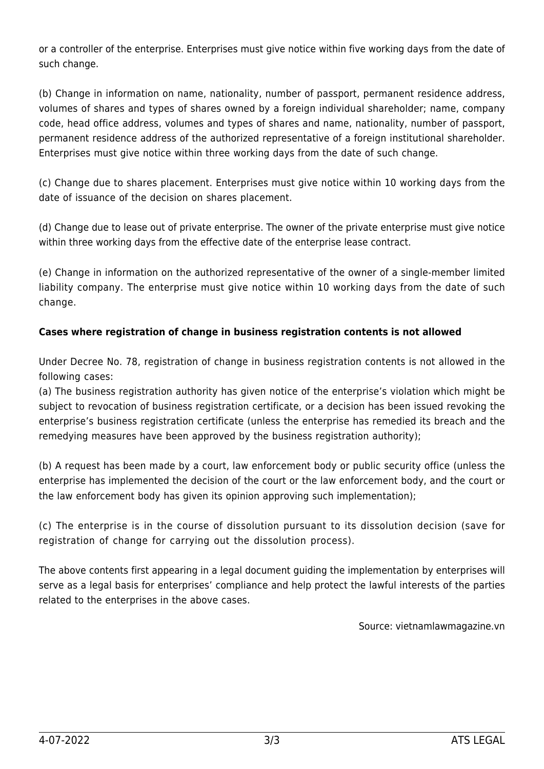or a controller of the enterprise. Enterprises must give notice within five working days from the date of such change.

(b) Change in information on name, nationality, number of passport, permanent residence address, volumes of shares and types of shares owned by a foreign individual shareholder; name, company code, head office address, volumes and types of shares and name, nationality, number of passport, permanent residence address of the authorized representative of a foreign institutional shareholder. Enterprises must give notice within three working days from the date of such change.

(c) Change due to shares placement. Enterprises must give notice within 10 working days from the date of issuance of the decision on shares placement.

(d) Change due to lease out of private enterprise. The owner of the private enterprise must give notice within three working days from the effective date of the enterprise lease contract.

(e) Change in information on the authorized representative of the owner of a single-member limited liability company. The enterprise must give notice within 10 working days from the date of such change.

**Cases where registration of change in business registration contents is not allowed**

Under Decree No. 78, registration of change in business registration contents is not allowed in the following cases:

(a) The business registration authority has given notice of the enterprise's violation which might be subject to revocation of business registration certificate, or a decision has been issued revoking the enterprise's business registration certificate (unless the enterprise has remedied its breach and the remedying measures have been approved by the business registration authority);

(b) A request has been made by a court, law enforcement body or public security office (unless the enterprise has implemented the decision of the court or the law enforcement body, and the court or the law enforcement body has given its opinion approving such implementation);

(c) The enterprise is in the course of dissolution pursuant to its dissolution decision (save for registration of change for carrying out the dissolution process).

The above contents first appearing in a legal document guiding the implementation by enterprises will serve as a legal basis for enterprises' compliance and help protect the lawful interests of the parties related to the enterprises in the above cases.

Source: vietnamlawmagazine.vn